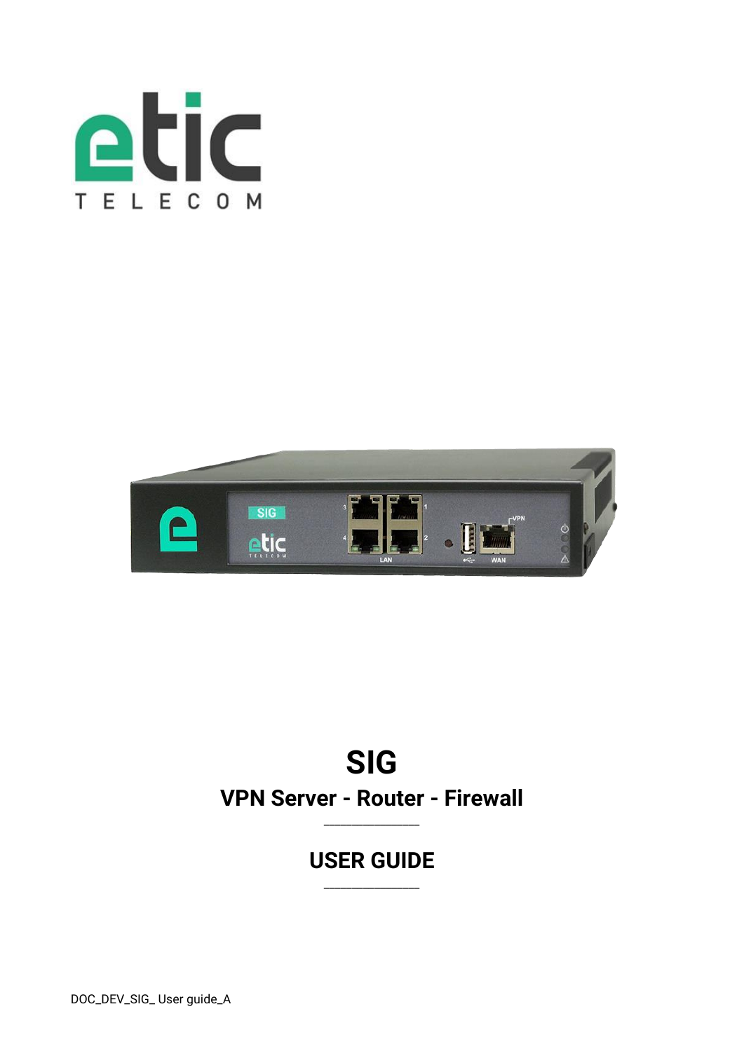# SIG

## VPN Server - Router - Firewall

## USER GUIDE

DOC_DEV_SIG_ User guide_A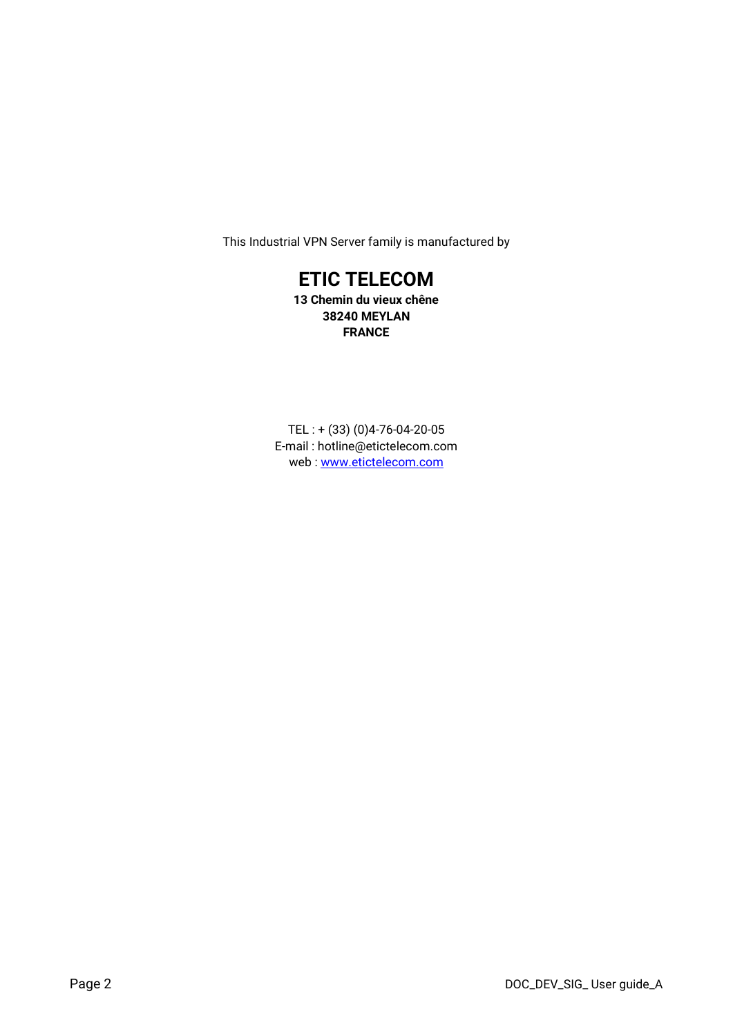This Industrial VPN Server family is manufactured by

**ETIC TELECOM**

**13 Chemin du vieux chêne**
**38240 MEYLAN**
**FRANCE**

TEL : + (33) (0)4-76-04-20-05
E-mail : hotline@etictelecom.com
web : [www.etictelecom.com](http://www.etictelecom.com)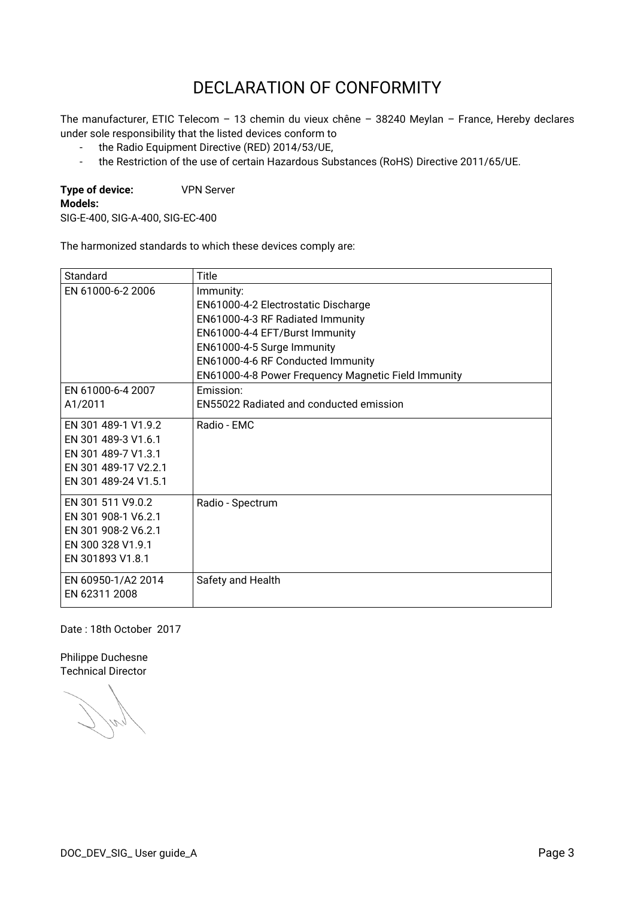# DECLARATION OF CONFORMITY

The manufacturer, ETIC Telecom – 13 chemin du vieux chêne – 38240 Meylan – France, Hereby declares under sole responsibility that the listed devices conform to

- the Radio Equipment Directive (RED) 2014/53/UE,
- the Restriction of the use of certain Hazardous Substances (RoHS) Directive 2011/65/UE.

**Type of device:** VPN Server

**Models:**

SIG-E-400, SIG-A-400, SIG-EC-400

The harmonized standards to which these devices comply are:

| Standard | Title |
|---|---|
| EN 61000-6-2 2006 | Immunity:<br>EN61000-4-2 Electrostatic Discharge<br>EN61000-4-3 RF Radiated Immunity<br>EN61000-4-4 EFT/Burst Immunity<br>EN61000-4-5 Surge Immunity<br>EN61000-4-6 RF Conducted Immunity<br>EN61000-4-8 Power Frequency Magnetic Field Immunity |
| EN 61000-6-4 2007<br>A1/2011 | Emission:<br>EN55022 Radiated and conducted emission |
| EN 301 489-1 V1.9.2<br>EN 301 489-3 V1.6.1<br>EN 301 489-7 V1.3.1<br>EN 301 489-17 V2.2.1<br>EN 301 489-24 V1.5.1 | Radio - EMC |
| EN 301 511 V9.0.2<br>EN 301 908-1 V6.2.1<br>EN 301 908-2 V6.2.1<br>EN 300 328 V1.9.1<br>EN 301893 V1.8.1 | Radio - Spectrum |
| EN 60950-1/A2 2014<br>EN 62311 2008 | Safety and Health |

Date : 18th October 2017

Philippe Duchesne
Technical Director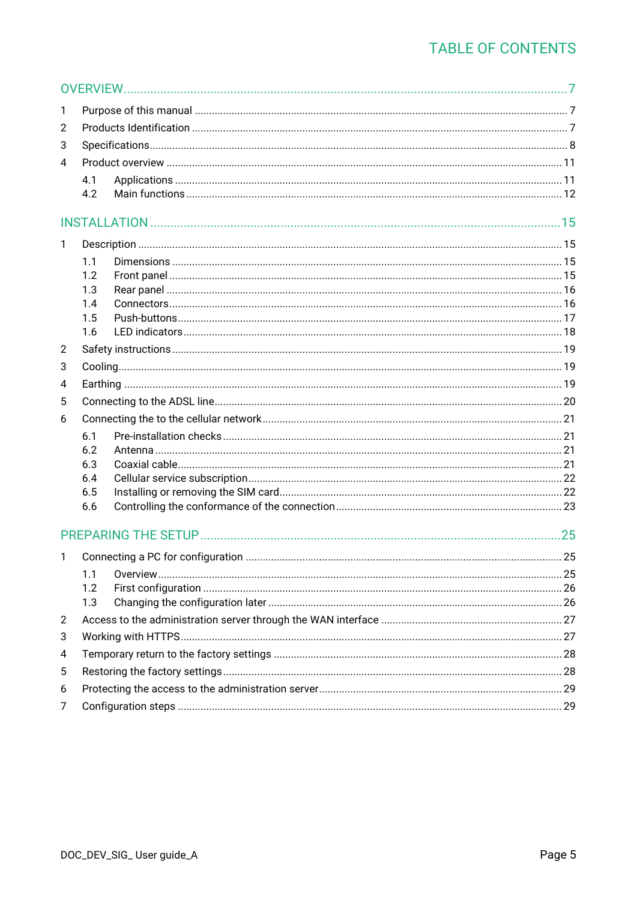# TABLE OF CONTENTS

OVERVIEW ........................................................ 7

1 Purpose of this manual ........................................................ 7

2 Products Identification ........................................................ 7

3 Specifications ........................................................ 8

4 Product overview ........................................................ 11

- 4.1 Applications ........................................................ 11
- 4.2 Main functions ........................................................ 12

INSTALLATION ........................................................ 15

1 Description ........................................................ 15

- 1.1 Dimensions ........................................................ 15
- 1.2 Front panel ........................................................ 15
- 1.3 Rear panel ........................................................ 16
- 1.4 Connectors ........................................................ 16
- 1.5 Push-buttons ........................................................ 17
- 1.6 LED indicators ........................................................ 18

2 Safety instructions ........................................................ 19

3 Cooling ........................................................ 19

4 Earthing ........................................................ 19

5 Connecting to the ADSL line ........................................................ 20

6 Connecting the to the cellular network ........................................................ 21

- 6.1 Pre-installation checks ........................................................ 21
- 6.2 Antenna ........................................................ 21
- 6.3 Coaxial cable ........................................................ 21
- 6.4 Cellular service subscription ........................................................ 22
- 6.5 Installing or removing the SIM card ........................................................ 22
- 6.6 Controlling the conformance of the connection ........................................................ 23

PREPARING THE SETUP ........................................................ 25

1 Connecting a PC for configuration ........................................................ 25

- 1.1 Overview ........................................................ 25
- 1.2 First configuration ........................................................ 26
- 1.3 Changing the configuration later ........................................................ 26

2 Access to the administration server through the WAN interface ........................................................ 27

3 Working with HTTPS ........................................................ 27

4 Temporary return to the factory settings ........................................................ 28

5 Restoring the factory settings ........................................................ 28

6 Protecting the access to the administration server ........................................................ 29

7 Configuration steps ........................................................ 29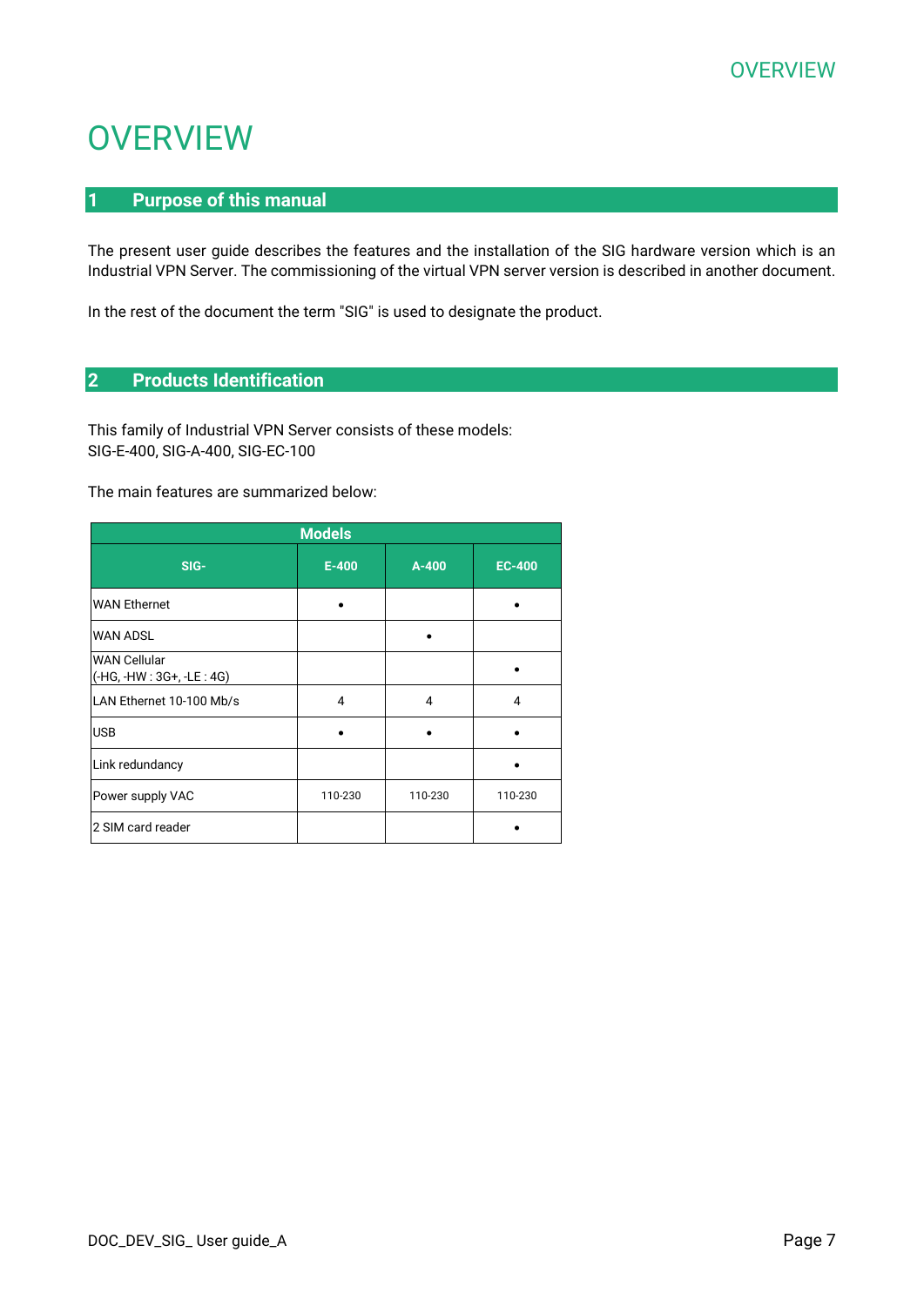# OVERVIEW

## 1 Purpose of this manual

The present user guide describes the features and the installation of the SIG hardware version which is an Industrial VPN Server. The commissioning of the virtual VPN server version is described in another document.

In the rest of the document the term "SIG" is used to designate the product.

## 2 Products Identification

This family of Industrial VPN Server consists of these models:
SIG-E-400, SIG-A-400, SIG-EC-100

The main features are summarized below:

| Models | | | |
|---|---|---|---|
| **SIG-** | **E-400** | **A-400** | **EC-400** |
| WAN Ethernet | • | | • |
| WAN ADSL | | • | |
| WAN Cellular (-HG, -HW : 3G+, -LE : 4G) | | | • |
| LAN Ethernet 10-100 Mb/s | 4 | 4 | 4 |
| USB | • | • | • |
| Link redundancy | | | • |
| Power supply VAC | 110-230 | 110-230 | 110-230 |
| 2 SIM card reader | | | • |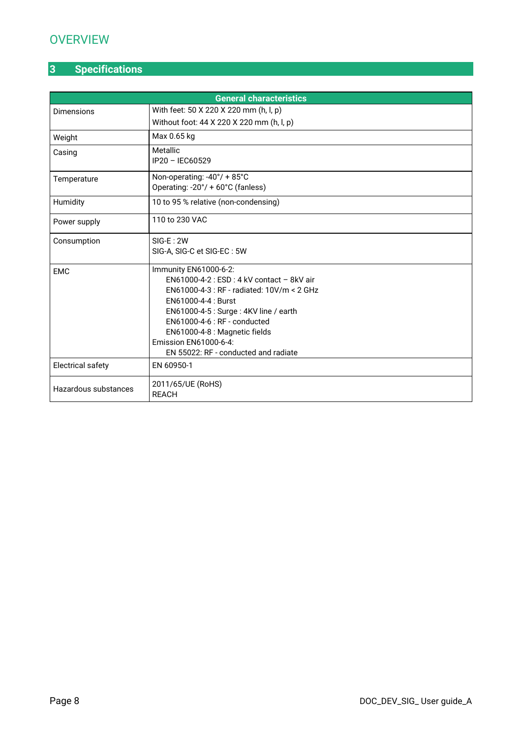# OVERVIEW

## 3 Specifications

| General characteristics | |
|---|---|
| Dimensions | With feet: 50 X 220 X 220 mm (h, l, p)<br>Without foot: 44 X 220 X 220 mm (h, l, p) |
| Weight | Max 0.65 kg |
| Casing | Metallic<br>IP20 – IEC60529 |
| Temperature | Non-operating: -40°/ + 85°C<br>Operating: -20°/ + 60°C (fanless) |
| Humidity | 10 to 95 % relative (non-condensing) |
| Power supply | 110 to 230 VAC |
| Consumption | SIG-E : 2W<br>SIG-A, SIG-C et SIG-EC : 5W |
| EMC | Immunity EN61000-6-2:<br>EN61000-4-2 : ESD : 4 kV contact – 8kV air<br>EN61000-4-3 : RF - radiated: 10V/m < 2 GHz<br>EN61000-4-4 : Burst<br>EN61000-4-5 : Surge : 4KV line / earth<br>EN61000-4-6 : RF - conducted<br>EN61000-4-8 : Magnetic fields<br>Emission EN61000-6-4:<br>EN 55022: RF - conducted and radiate |
| Electrical safety | EN 60950-1 |
| Hazardous substances | 2011/65/UE (RoHS)<br>REACH |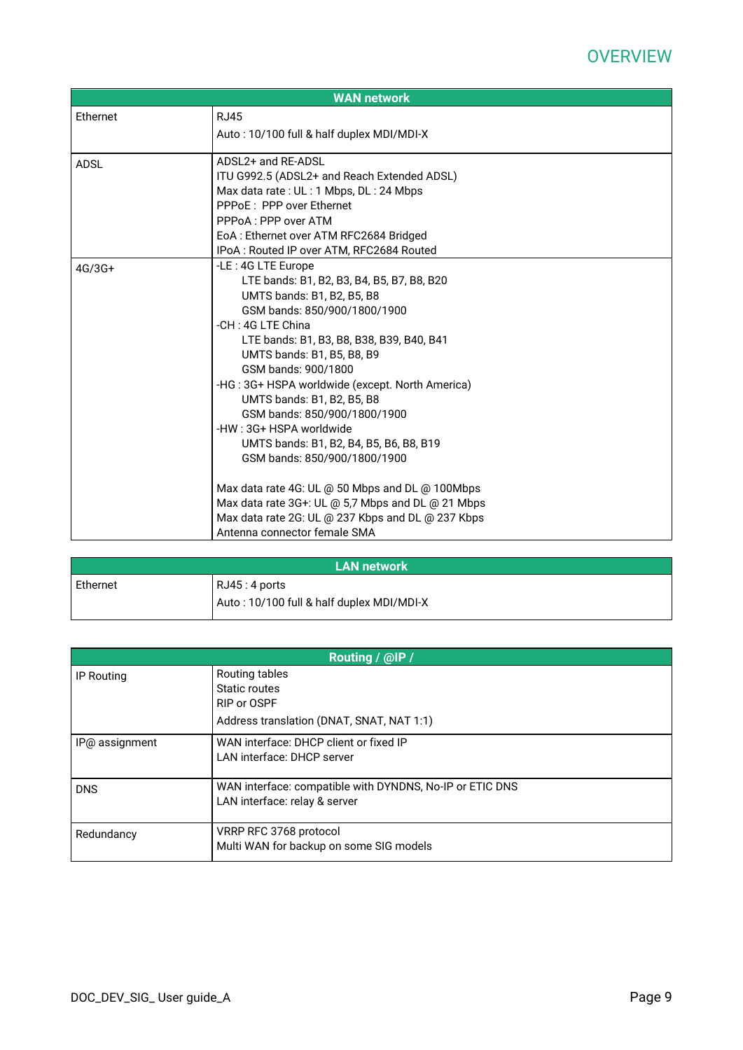| WAN network | |
|---|---|
| Ethernet | RJ45<br>Auto : 10/100 full & half duplex MDI/MDI-X |
| ADSL | ADSL2+ and RE-ADSL<br>ITU G992.5 (ADSL2+ and Reach Extended ADSL)<br>Max data rate : UL : 1 Mbps, DL : 24 Mbps<br>PPPoE : PPP over Ethernet<br>PPPoA : PPP over ATM<br>EoA : Ethernet over ATM RFC2684 Bridged<br>IPoA : Routed IP over ATM, RFC2684 Routed |
| 4G/3G+ | -LE : 4G LTE Europe<br>LTE bands: B1, B2, B3, B4, B5, B7, B8, B20<br>UMTS bands: B1, B2, B5, B8<br>GSM bands: 850/900/1800/1900<br>-CH : 4G LTE China<br>LTE bands: B1, B3, B8, B38, B39, B40, B41<br>UMTS bands: B1, B5, B8, B9<br>GSM bands: 900/1800<br>-HG : 3G+ HSPA worldwide (except. North America)<br>UMTS bands: B1, B2, B5, B8<br>GSM bands: 850/900/1800/1900<br>-HW : 3G+ HSPA worldwide<br>UMTS bands: B1, B2, B4, B5, B6, B8, B19<br>GSM bands: 850/900/1800/1900<br><br>Max data rate 4G: UL @ 50 Mbps and DL @ 100Mbps<br>Max data rate 3G+: UL @ 5,7 Mbps and DL @ 21 Mbps<br>Max data rate 2G: UL @ 237 Kbps and DL @ 237 Kbps<br>Antenna connector female SMA |

| LAN network | |
|---|---|
| Ethernet | RJ45 : 4 ports<br>Auto : 10/100 full & half duplex MDI/MDI-X |

| Routing / @IP / | |
|---|---|
| IP Routing | Routing tables<br>Static routes<br>RIP or OSPF<br>Address translation (DNAT, SNAT, NAT 1:1) |
| IP@ assignment | WAN interface: DHCP client or fixed IP<br>LAN interface: DHCP server |
| DNS | WAN interface: compatible with DYNDNS, No-IP or ETIC DNS<br>LAN interface: relay & server |
| Redundancy | VRRP RFC 3768 protocol<br>Multi WAN for backup on some SIG models |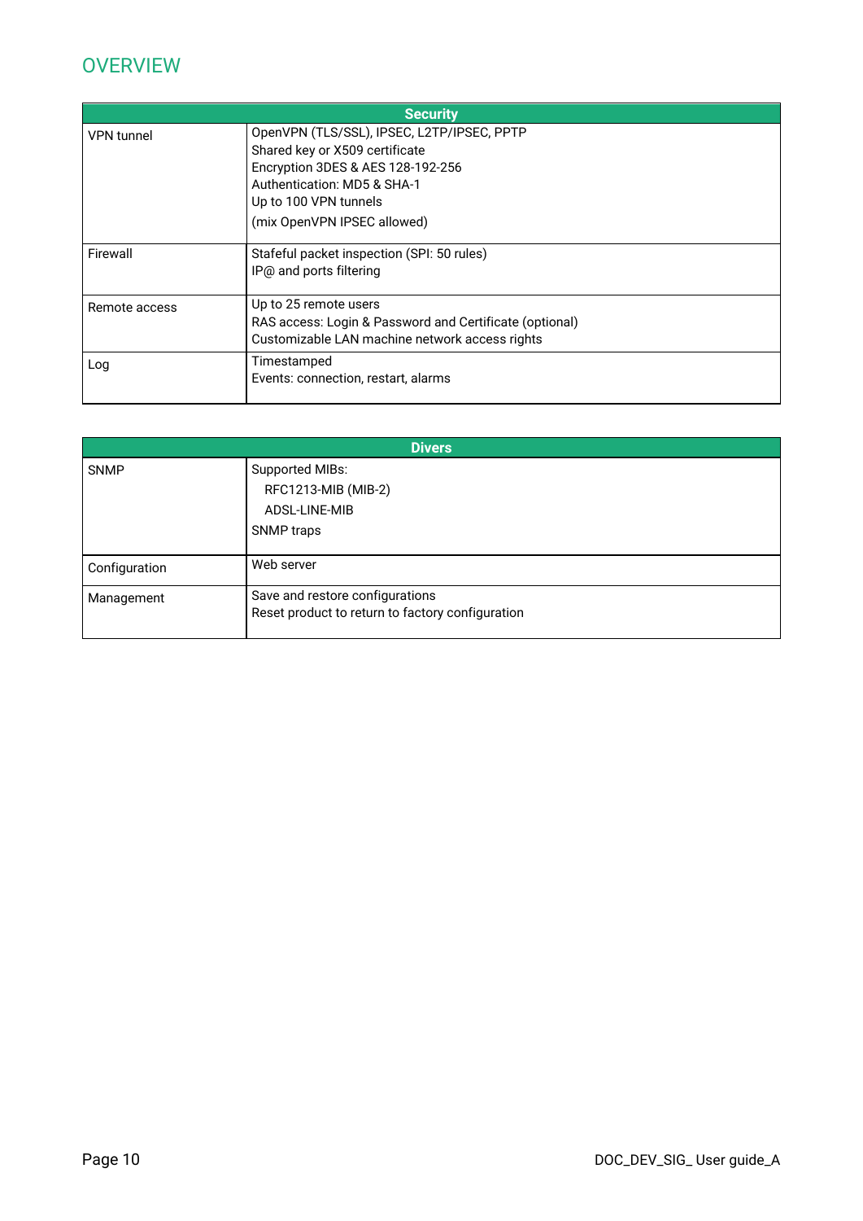# OVERVIEW

| Security | |
|---|---|
| VPN tunnel | OpenVPN (TLS/SSL), IPSEC, L2TP/IPSEC, PPTP<br>Shared key or X509 certificate<br>Encryption 3DES & AES 128-192-256<br>Authentication: MD5 & SHA-1<br>Up to 100 VPN tunnels<br>(mix OpenVPN IPSEC allowed) |
| Firewall | Stateful packet inspection (SPI: 50 rules)<br>IP@ and ports filtering |
| Remote access | Up to 25 remote users<br>RAS access: Login & Password and Certificate (optional)<br>Customizable LAN machine network access rights |
| Log | Timestamped<br>Events: connection, restart, alarms |

| Divers | |
|---|---|
| SNMP | Supported MIBs:<br>RFC1213-MIB (MIB-2)<br>ADSL-LINE-MIB<br>SNMP traps |
| Configuration | Web server |
| Management | Save and restore configurations<br>Reset product to return to factory configuration |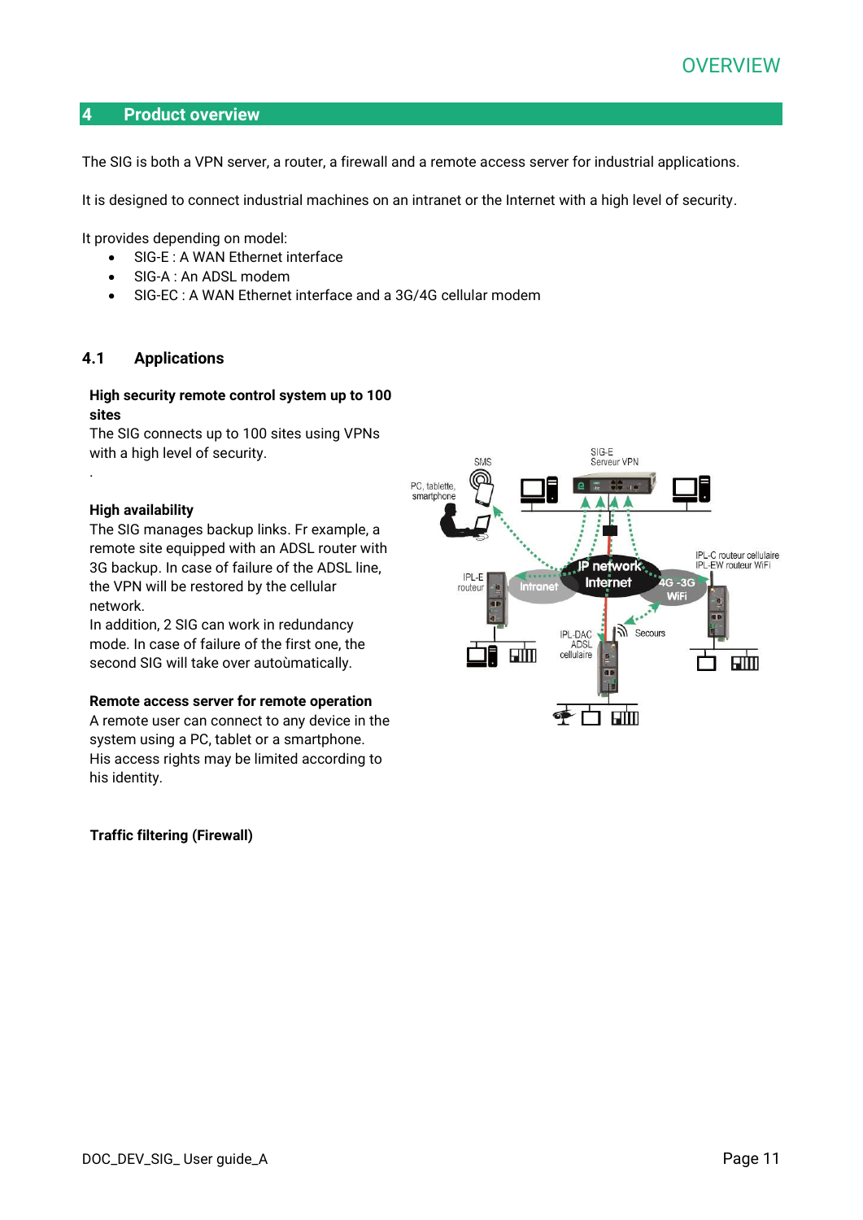# 4 Product overview

The SIG is both a VPN server, a router, a firewall and a remote access server for industrial applications.

It is designed to connect industrial machines on an intranet or the Internet with a high level of security.

It provides depending on model:

- SIG-E : A WAN Ethernet interface
- SIG-A : An ADSL modem
- SIG-EC : A WAN Ethernet interface and a 3G/4G cellular modem

## 4.1 Applications

**High security remote control system up to 100 sites**

The SIG connects up to 100 sites using VPNs with a high level of security.

.

**High availability**

The SIG manages backup links. Fr example, a remote site equipped with an ADSL router with 3G backup. In case of failure of the ADSL line, the VPN will be restored by the cellular network.

In addition, 2 SIG can work in redundancy mode. In case of failure of the first one, the second SIG will take over autoùmatically.

**Remote access server for remote operation**

A remote user can connect to any device in the system using a PC, tablet or a smartphone. His access rights may be limited according to his identity.

**Traffic filtering (Firewall)**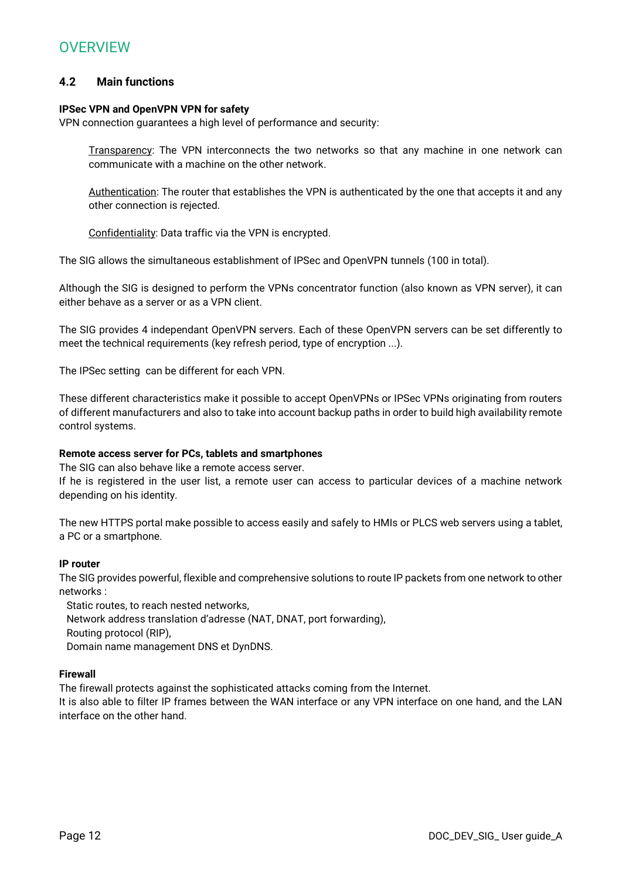# OVERVIEW

## 4.2 Main functions

**IPSec VPN and OpenVPN VPN for safety**

VPN connection guarantees a high level of performance and security:

> Transparency: The VPN interconnects the two networks so that any machine in one network can communicate with a machine on the other network.
>
> Authentication: The router that establishes the VPN is authenticated by the one that accepts it and any other connection is rejected.
>
> Confidentiality: Data traffic via the VPN is encrypted.

The SIG allows the simultaneous establishment of IPSec and OpenVPN tunnels (100 in total).

Although the SIG is designed to perform the VPNs concentrator function (also known as VPN server), it can either behave as a server or as a VPN client.

The SIG provides 4 independant OpenVPN servers. Each of these OpenVPN servers can be set differently to meet the technical requirements (key refresh period, type of encryption ...).

The IPSec setting can be different for each VPN.

These different characteristics make it possible to accept OpenVPNs or IPSec VPNs originating from routers of different manufacturers and also to take into account backup paths in order to build high availability remote control systems.

**Remote access server for PCs, tablets and smartphones**

The SIG can also behave like a remote access server.
If he is registered in the user list, a remote user can access to particular devices of a machine network depending on his identity.

The new HTTPS portal make possible to access easily and safely to HMIs or PLCS web servers using a tablet, a PC or a smartphone.

**IP router**

The SIG provides powerful, flexible and comprehensive solutions to route IP packets from one network to other networks :

- Static routes, to reach nested networks,
- Network address translation d'adresse (NAT, DNAT, port forwarding),
- Routing protocol (RIP),
- Domain name management DNS et DynDNS.

**Firewall**

The firewall protects against the sophisticated attacks coming from the Internet.
It is also able to filter IP frames between the WAN interface or any VPN interface on one hand, and the LAN interface on the other hand.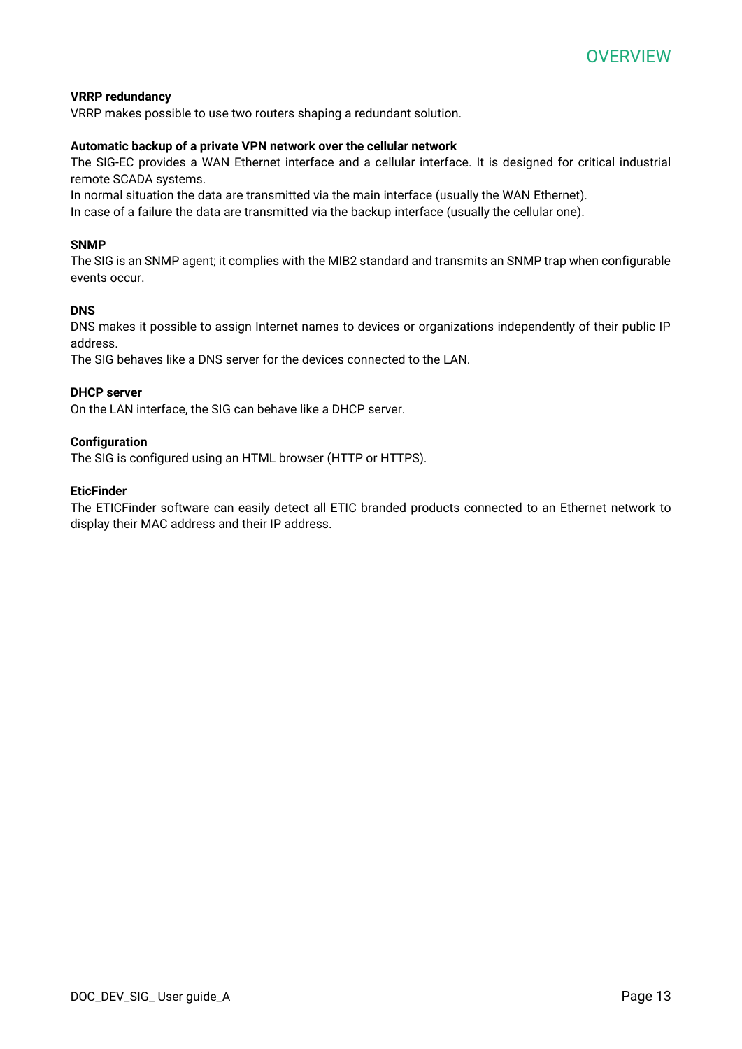**VRRP redundancy**

VRRP makes possible to use two routers shaping a redundant solution.

**Automatic backup of a private VPN network over the cellular network**

The SIG-EC provides a WAN Ethernet interface and a cellular interface. It is designed for critical industrial remote SCADA systems.
In normal situation the data are transmitted via the main interface (usually the WAN Ethernet).
In case of a failure the data are transmitted via the backup interface (usually the cellular one).

**SNMP**

The SIG is an SNMP agent; it complies with the MIB2 standard and transmits an SNMP trap when configurable events occur.

**DNS**

DNS makes it possible to assign Internet names to devices or organizations independently of their public IP address.
The SIG behaves like a DNS server for the devices connected to the LAN.

**DHCP server**

On the LAN interface, the SIG can behave like a DHCP server.

**Configuration**

The SIG is configured using an HTML browser (HTTP or HTTPS).

**EticFinder**

The ETICFinder software can easily detect all ETIC branded products connected to an Ethernet network to display their MAC address and their IP address.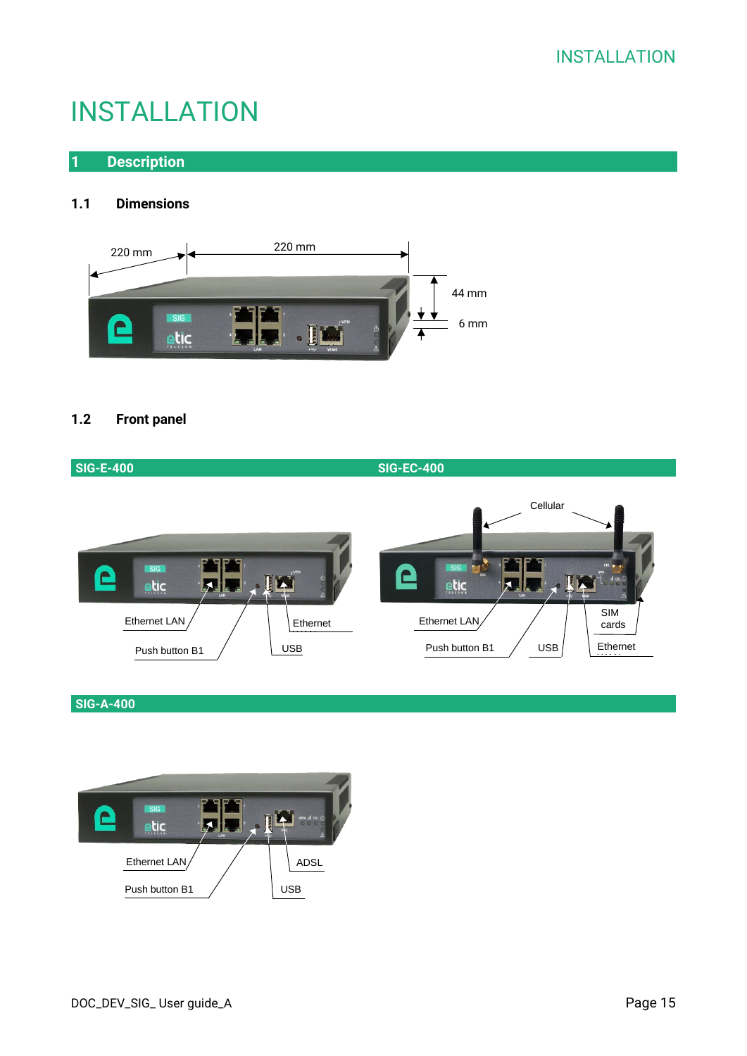# INSTALLATION

## 1 Description

### 1.1 Dimensions

220 mm

220 mm

44 mm

6 mm

### 1.2 Front panel

**SIG-E-400**

Ethernet LAN

Push button B1

Ethernet WAN

USB

**SIG-EC-400**

Cellular

Ethernet LAN

Push button B1

USB

SIM cards

Ethernet WAN

**SIG-A-400**

Ethernet LAN

Push button B1

ADSL

USB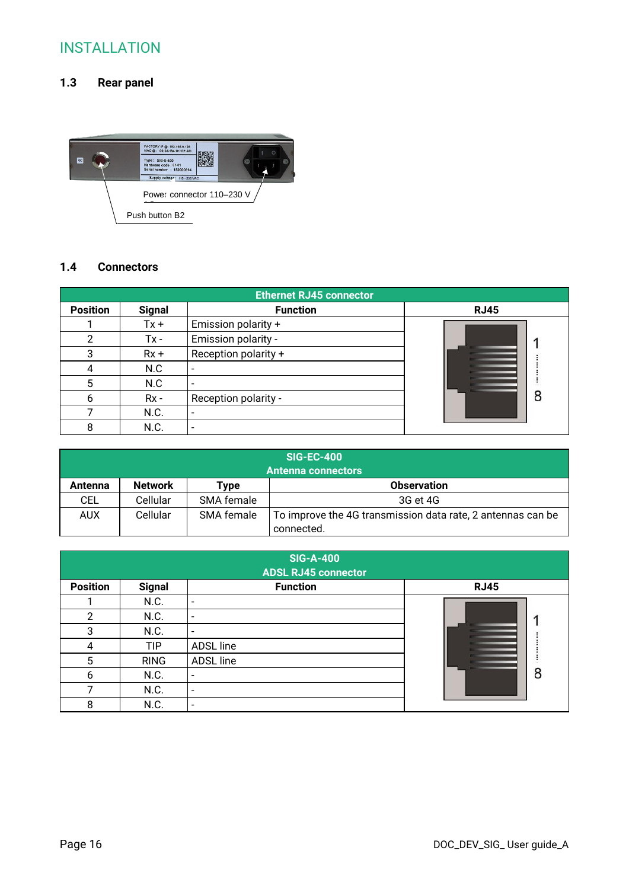# INSTALLATION

## 1.3 Rear panel

Power connector 110–230 V

Push button B2

## 1.4 Connectors

| Ethernet RJ45 connector | | | |
|---|---|---|---|
| **Position** | **Signal** | **Function** | **RJ45** |
| 1 | Tx + | Emission polarity + | 1 … 8 |
| 2 | Tx - | Emission polarity - | |
| 3 | Rx + | Reception polarity + | |
| 4 | N.C | - | |
| 5 | N.C | - | |
| 6 | Rx - | Reception polarity - | |
| 7 | N.C. | - | |
| 8 | N.C. | - | |

| SIG-EC-400 Antenna connectors | | | |
|---|---|---|---|
| **Antenna** | **Network** | **Type** | **Observation** |
| CEL | Cellular | SMA female | 3G et 4G |
| AUX | Cellular | SMA female | To improve the 4G transmission data rate, 2 antennas can be connected. |

| SIG-A-400 ADSL RJ45 connector | | | |
|---|---|---|---|
| **Position** | **Signal** | **Function** | **RJ45** |
| 1 | N.C. | - | 1 … 8 |
| 2 | N.C. | - | |
| 3 | N.C. | - | |
| 4 | TIP | ADSL line | |
| 5 | RING | ADSL line | |
| 6 | N.C. | - | |
| 7 | N.C. | - | |
| 8 | N.C. | - | |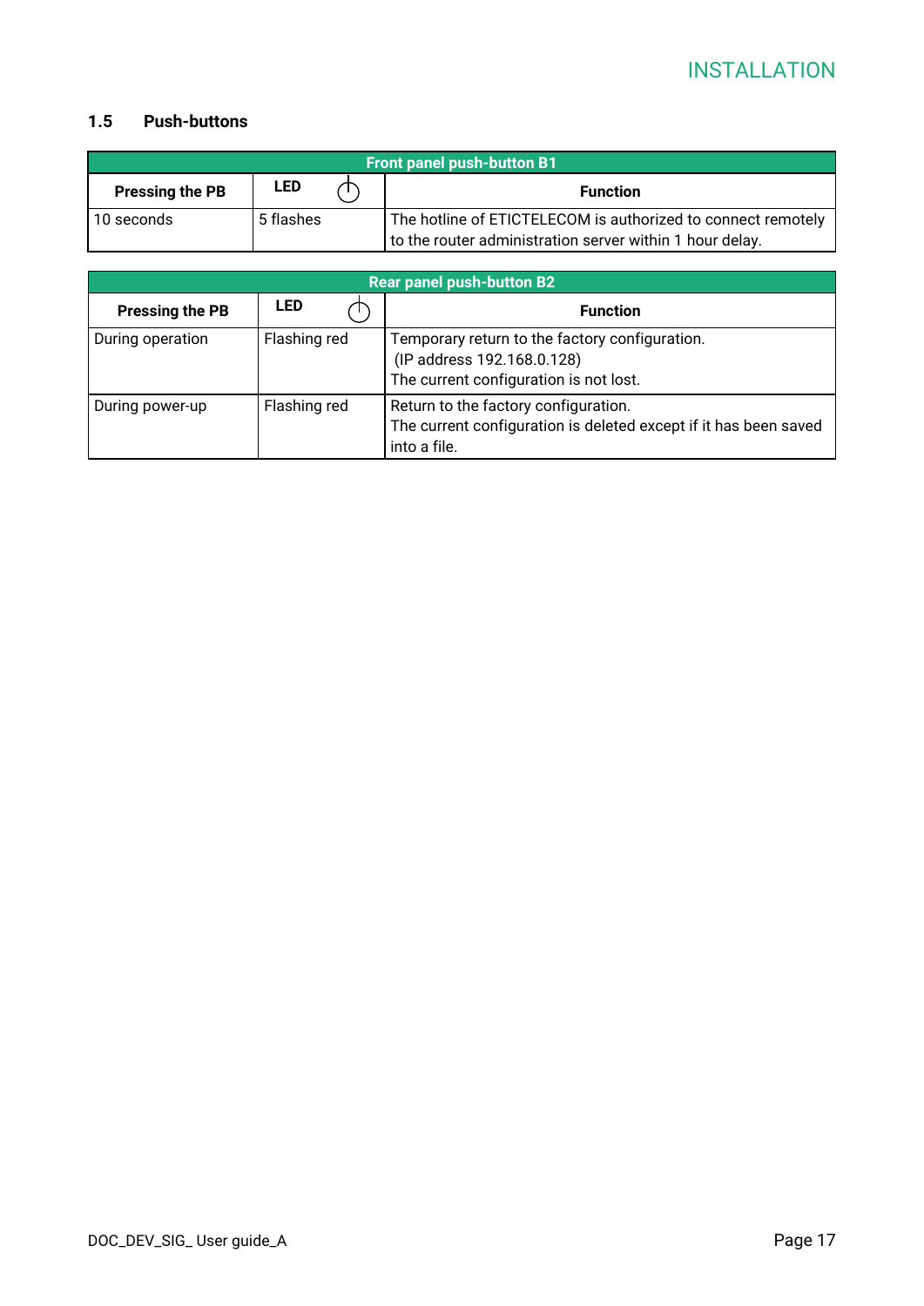## 1.5 Push-buttons

| Front panel push-button B1 | | |
|---|---|---|
| **Pressing the PB** | **LED** ⏻ | **Function** |
| 10 seconds | 5 flashes | The hotline of ETICTELECOM is authorized to connect remotely to the router administration server within 1 hour delay. |

| Rear panel push-button B2 | | |
|---|---|---|
| **Pressing the PB** | **LED** ⏻ | **Function** |
| During operation | Flashing red | Temporary return to the factory configuration.<br>(IP address 192.168.0.128)<br>The current configuration is not lost. |
| During power-up | Flashing red | Return to the factory configuration.<br>The current configuration is deleted except if it has been saved into a file. |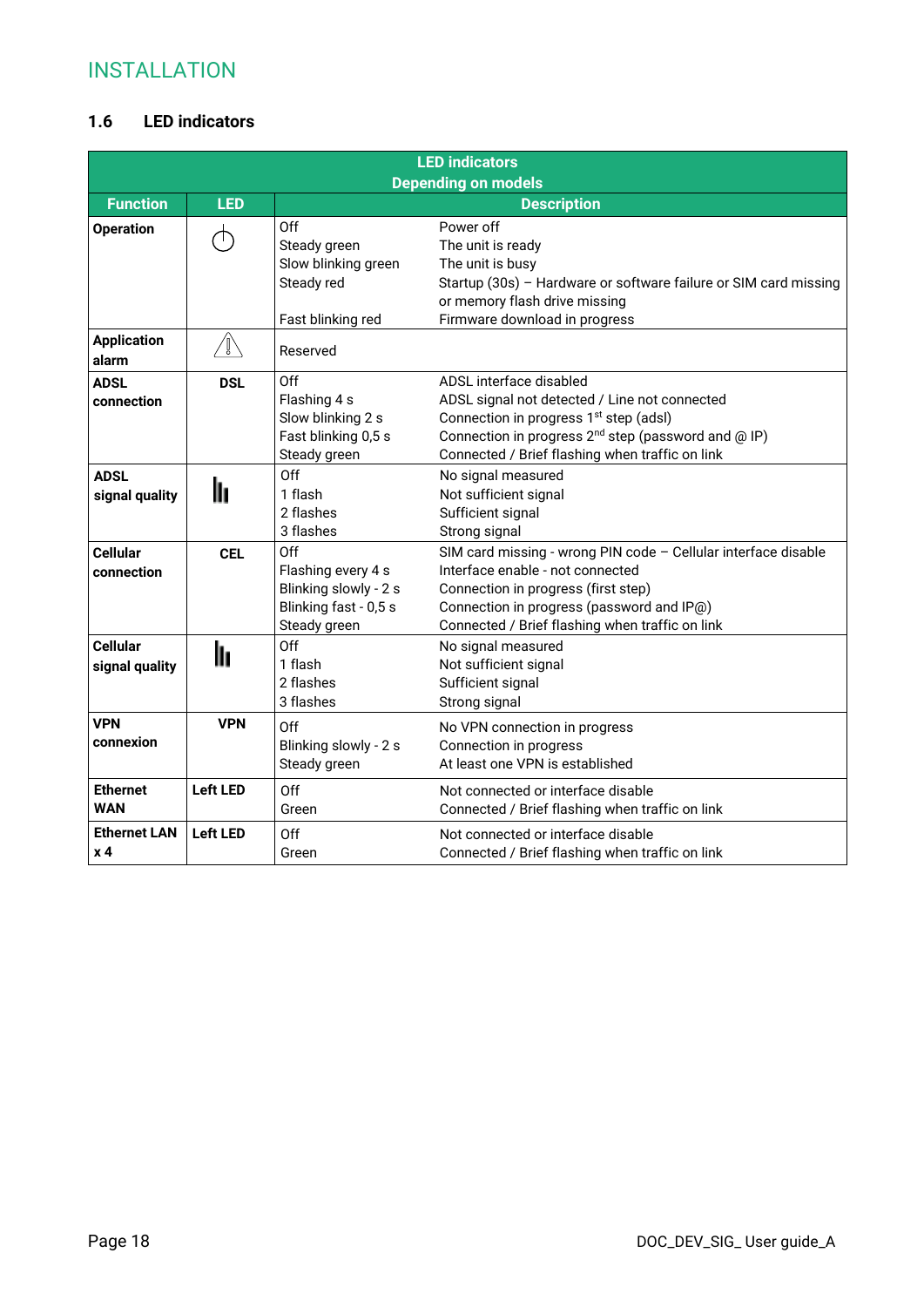# INSTALLATION

## 1.6 LED indicators

| LED indicators<br>Depending on models | | | |
|---|---|---|---|
| **Function** | **LED** | **Description** | |
| **Operation** | ⏻ | Off<br>Steady green<br>Slow blinking green<br>Steady red<br><br>Fast blinking red | Power off<br>The unit is ready<br>The unit is busy<br>Startup (30s) – Hardware or software failure or SIM card missing or memory flash drive missing<br>Firmware download in progress |
| **Application alarm** | ⚠ | Reserved | |
| **ADSL connection** | **DSL** | Off<br>Flashing 4 s<br>Slow blinking 2 s<br>Fast blinking 0,5 s<br>Steady green | ADSL interface disabled<br>ADSL signal not detected / Line not connected<br>Connection in progress 1st step (adsl)<br>Connection in progress 2nd step (password and @ IP)<br>Connected / Brief flashing when traffic on link |
| **ADSL signal quality** | 📶 | Off<br>1 flash<br>2 flashes<br>3 flashes | No signal measured<br>Not sufficient signal<br>Sufficient signal<br>Strong signal |
| **Cellular connection** | **CEL** | Off<br>Flashing every 4 s<br>Blinking slowly - 2 s<br>Blinking fast - 0,5 s<br>Steady green | SIM card missing - wrong PIN code – Cellular interface disable<br>Interface enable - not connected<br>Connection in progress (first step)<br>Connection in progress (password and IP@)<br>Connected / Brief flashing when traffic on link |
| **Cellular signal quality** | 📶 | Off<br>1 flash<br>2 flashes<br>3 flashes | No signal measured<br>Not sufficient signal<br>Sufficient signal<br>Strong signal |
| **VPN connexion** | **VPN** | Off<br>Blinking slowly - 2 s<br>Steady green | No VPN connection in progress<br>Connection in progress<br>At least one VPN is established |
| **Ethernet WAN** | **Left LED** | Off<br>Green | Not connected or interface disable<br>Connected / Brief flashing when traffic on link |
| **Ethernet LAN x 4** | **Left LED** | Off<br>Green | Not connected or interface disable<br>Connected / Brief flashing when traffic on link |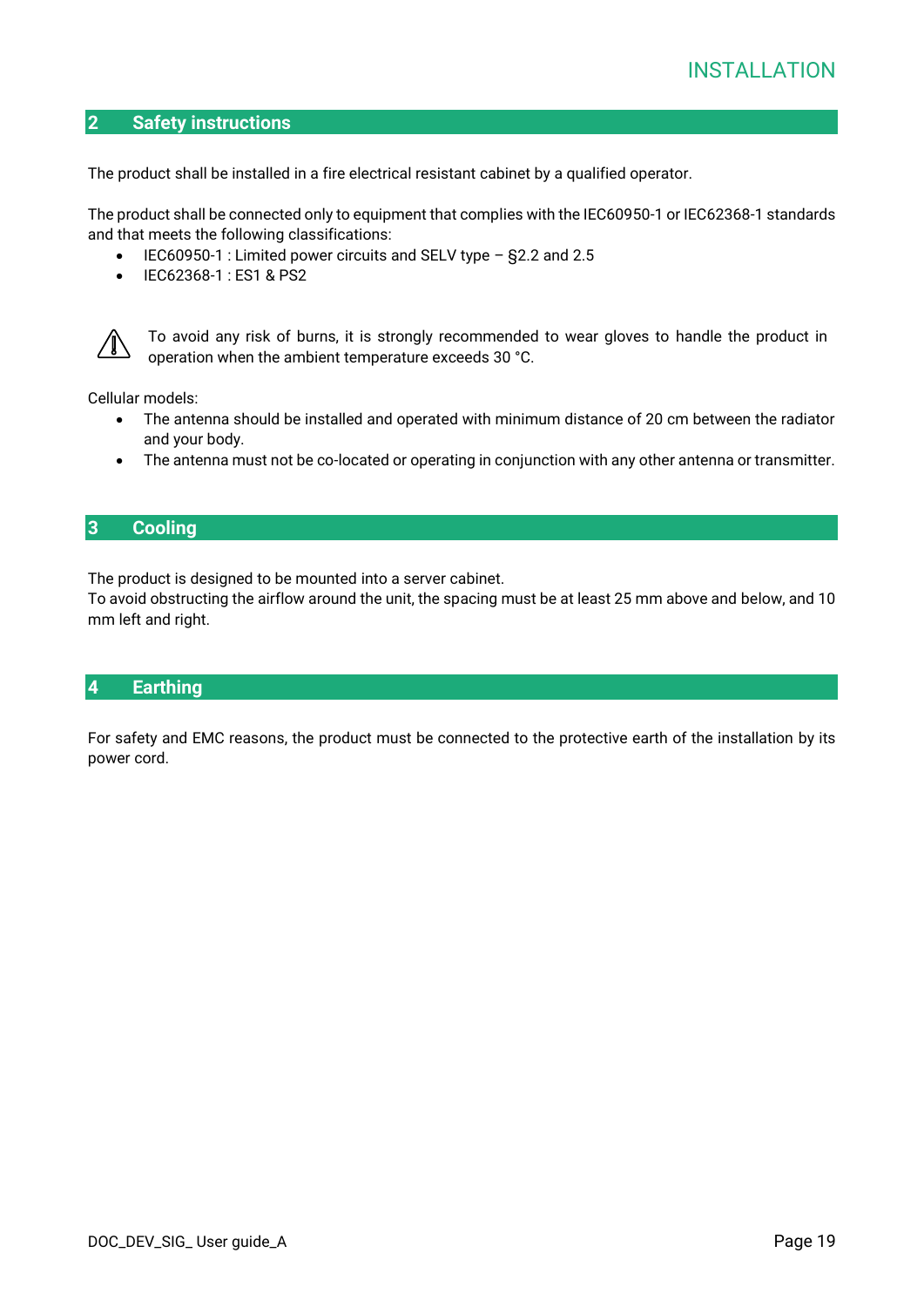## 2 Safety instructions

The product shall be installed in a fire electrical resistant cabinet by a qualified operator.

The product shall be connected only to equipment that complies with the IEC60950-1 or IEC62368-1 standards and that meets the following classifications:

- IEC60950-1 : Limited power circuits and SELV type – §2.2 and 2.5
- IEC62368-1 : ES1 & PS2

⚠ To avoid any risk of burns, it is strongly recommended to wear gloves to handle the product in operation when the ambient temperature exceeds 30 °C.

Cellular models:

- The antenna should be installed and operated with minimum distance of 20 cm between the radiator and your body.
- The antenna must not be co-located or operating in conjunction with any other antenna or transmitter.

## 3 Cooling

The product is designed to be mounted into a server cabinet.
To avoid obstructing the airflow around the unit, the spacing must be at least 25 mm above and below, and 10 mm left and right.

## 4 Earthing

For safety and EMC reasons, the product must be connected to the protective earth of the installation by its power cord.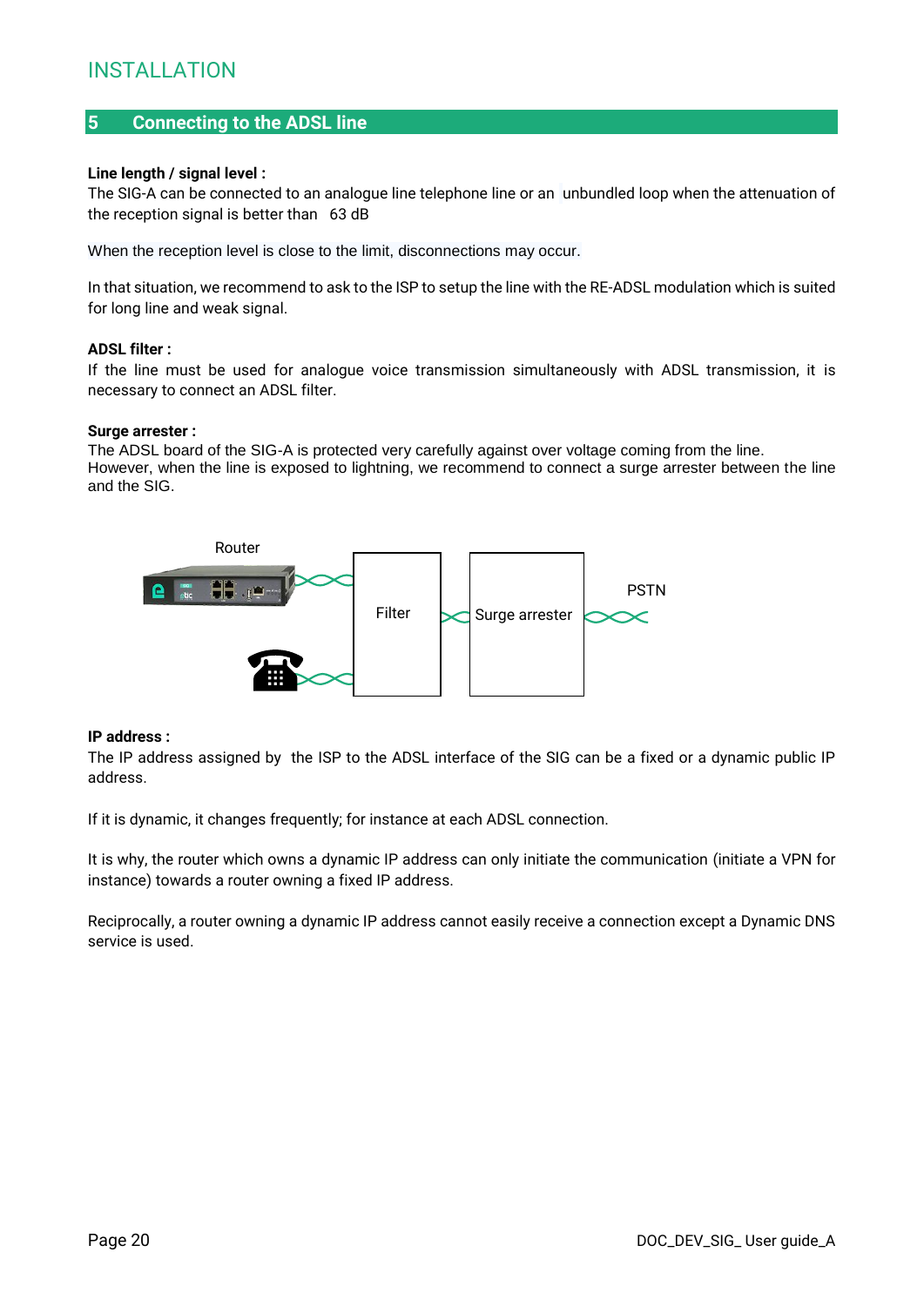# INSTALLATION

## 5 Connecting to the ADSL line

**Line length / signal level :**
The SIG-A can be connected to an analogue line telephone line or an unbundled loop when the attenuation of the reception signal is better than 63 dB

When the reception level is close to the limit, disconnections may occur.

In that situation, we recommend to ask to the ISP to setup the line with the RE-ADSL modulation which is suited for long line and weak signal.

**ADSL filter :**
If the line must be used for analogue voice transmission simultaneously with ADSL transmission, it is necessary to connect an ADSL filter.

**Surge arrester :**
The ADSL board of the SIG-A is protected very carefully against over voltage coming from the line.
However, when the line is exposed to lightning, we recommend to connect a surge arrester between the line and the SIG.

Router

Filter

Surge arrester

PSTN

**IP address :**
The IP address assigned by the ISP to the ADSL interface of the SIG can be a fixed or a dynamic public IP address.

If it is dynamic, it changes frequently; for instance at each ADSL connection.

It is why, the router which owns a dynamic IP address can only initiate the communication (initiate a VPN for instance) towards a router owning a fixed IP address.

Reciprocally, a router owning a dynamic IP address cannot easily receive a connection except a Dynamic DNS service is used.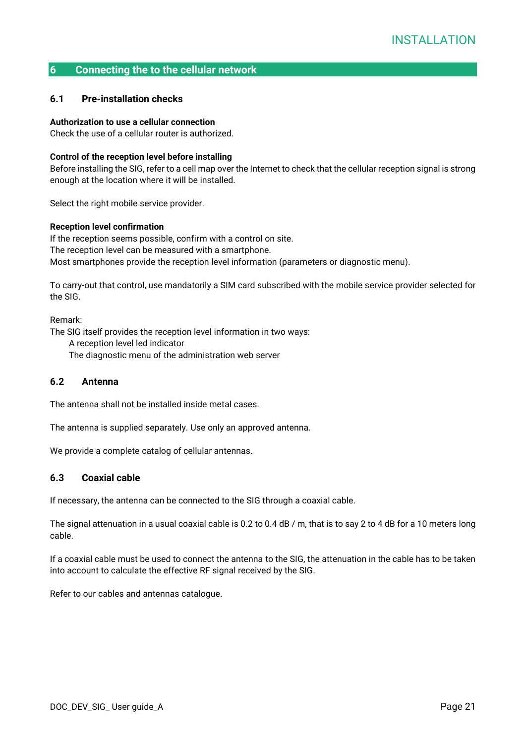## 6 Connecting the to the cellular network

### 6.1 Pre-installation checks

**Authorization to use a cellular connection**
Check the use of a cellular router is authorized.

**Control of the reception level before installing**
Before installing the SIG, refer to a cell map over the Internet to check that the cellular reception signal is strong enough at the location where it will be installed.

Select the right mobile service provider.

**Reception level confirmation**
If the reception seems possible, confirm with a control on site.
The reception level can be measured with a smartphone.
Most smartphones provide the reception level information (parameters or diagnostic menu).

To carry-out that control, use mandatorily a SIM card subscribed with the mobile service provider selected for the SIG.

Remark:
The SIG itself provides the reception level information in two ways:

- A reception level led indicator
- The diagnostic menu of the administration web server

### 6.2 Antenna

The antenna shall not be installed inside metal cases.

The antenna is supplied separately. Use only an approved antenna.

We provide a complete catalog of cellular antennas.

### 6.3 Coaxial cable

If necessary, the antenna can be connected to the SIG through a coaxial cable.

The signal attenuation in a usual coaxial cable is 0.2 to 0.4 dB / m, that is to say 2 to 4 dB for a 10 meters long cable.

If a coaxial cable must be used to connect the antenna to the SIG, the attenuation in the cable has to be taken into account to calculate the effective RF signal received by the SIG.

Refer to our cables and antennas catalogue.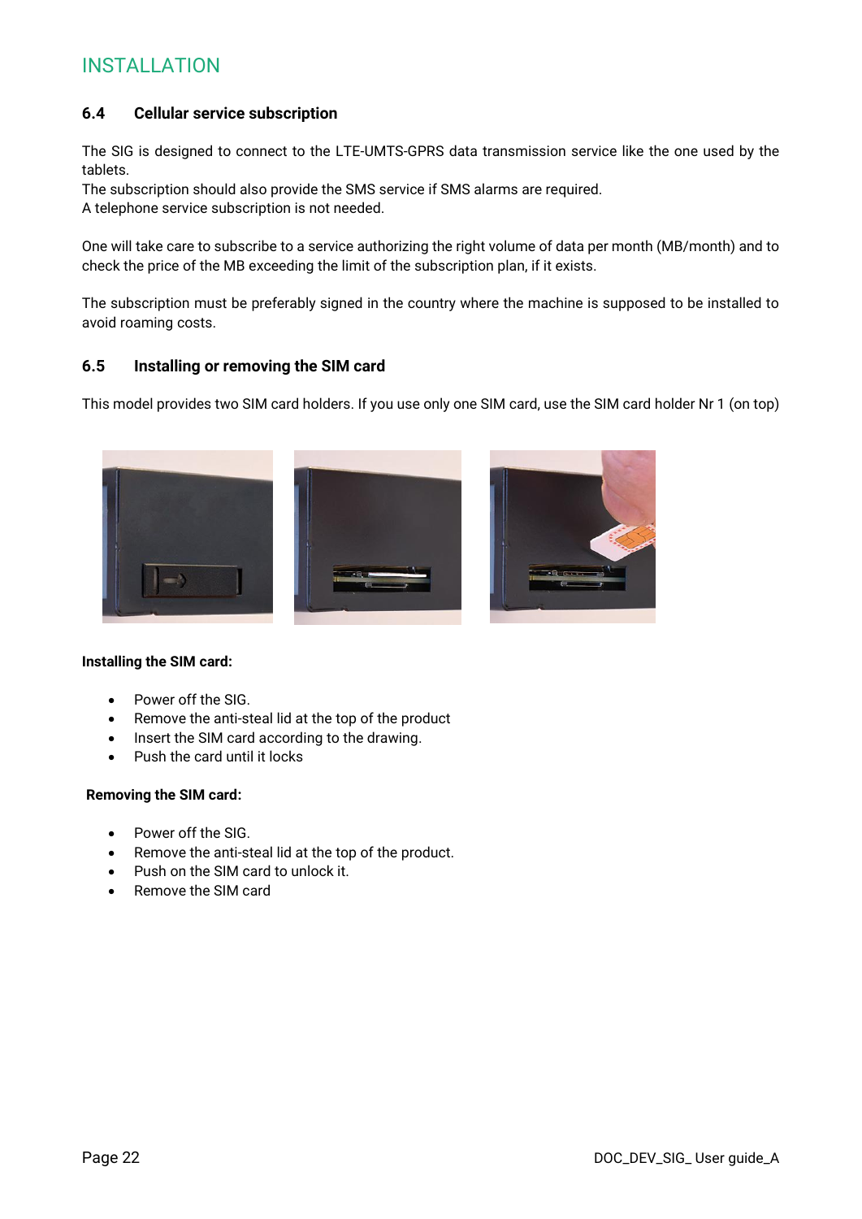## 6.4 Cellular service subscription

The SIG is designed to connect to the LTE-UMTS-GPRS data transmission service like the one used by the tablets.
The subscription should also provide the SMS service if SMS alarms are required.
A telephone service subscription is not needed.

One will take care to subscribe to a service authorizing the right volume of data per month (MB/month) and to check the price of the MB exceeding the limit of the subscription plan, if it exists.

The subscription must be preferably signed in the country where the machine is supposed to be installed to avoid roaming costs.

## 6.5 Installing or removing the SIM card

This model provides two SIM card holders. If you use only one SIM card, use the SIM card holder Nr 1 (on top)

**Installing the SIM card:**

- Power off the SIG.
- Remove the anti-steal lid at the top of the product
- Insert the SIM card according to the drawing.
- Push the card until it locks

**Removing the SIM card:**

- Power off the SIG.
- Remove the anti-steal lid at the top of the product.
- Push on the SIM card to unlock it.
- Remove the SIM card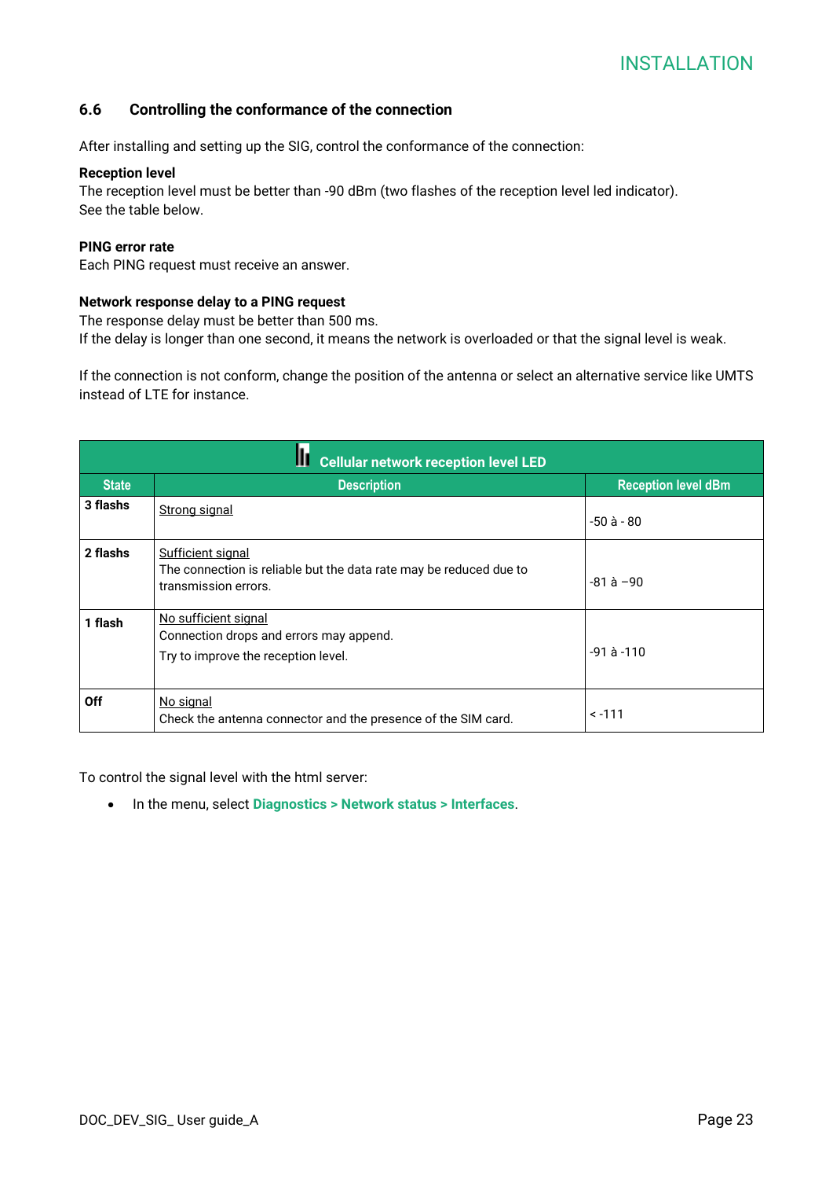## 6.6 Controlling the conformance of the connection

After installing and setting up the SIG, control the conformance of the connection:

**Reception level**
The reception level must be better than -90 dBm (two flashes of the reception level led indicator).
See the table below.

**PING error rate**
Each PING request must receive an answer.

**Network response delay to a PING request**
The response delay must be better than 500 ms.
If the delay is longer than one second, it means the network is overloaded or that the signal level is weak.

If the connection is not conform, change the position of the antenna or select an alternative service like UMTS instead of LTE for instance.

| Cellular network reception level LED | | |
|---|---|---|
| **State** | **Description** | **Reception level dBm** |
| **3 flashs** | Strong signal | -50 à - 80 |
| **2 flashs** | Sufficient signal<br>The connection is reliable but the data rate may be reduced due to transmission errors. | -81 à –90 |
| **1 flash** | No sufficient signal<br>Connection drops and errors may append.<br>Try to improve the reception level. | -91 à -110 |
| **Off** | No signal<br>Check the antenna connector and the presence of the SIM card. | < -111 |

To control the signal level with the html server:

- In the menu, select **Diagnostics > Network status > Interfaces**.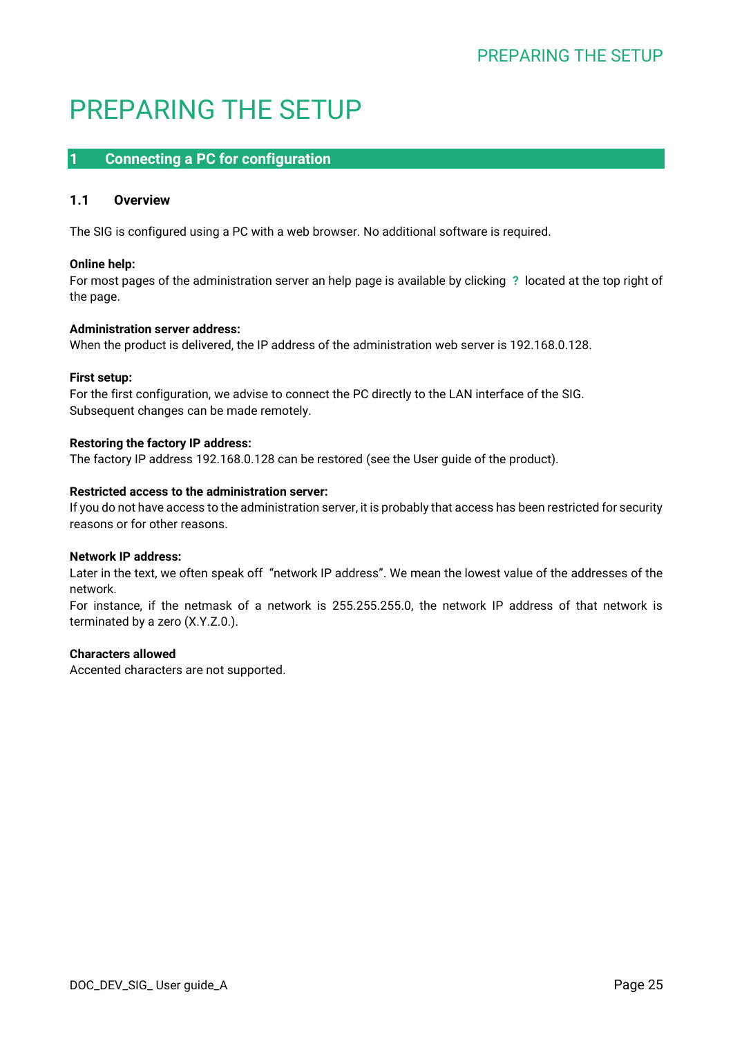# PREPARING THE SETUP

## 1 Connecting a PC for configuration

### 1.1 Overview

The SIG is configured using a PC with a web browser. No additional software is required.

**Online help:**
For most pages of the administration server an help page is available by clicking **?** located at the top right of the page.

**Administration server address:**
When the product is delivered, the IP address of the administration web server is 192.168.0.128.

**First setup:**
For the first configuration, we advise to connect the PC directly to the LAN interface of the SIG.
Subsequent changes can be made remotely.

**Restoring the factory IP address:**
The factory IP address 192.168.0.128 can be restored (see the User guide of the product).

**Restricted access to the administration server:**
If you do not have access to the administration server, it is probably that access has been restricted for security reasons or for other reasons.

**Network IP address:**
Later in the text, we often speak off "network IP address". We mean the lowest value of the addresses of the network.
For instance, if the netmask of a network is 255.255.255.0, the network IP address of that network is terminated by a zero (X.Y.Z.0.).

**Characters allowed**
Accented characters are not supported.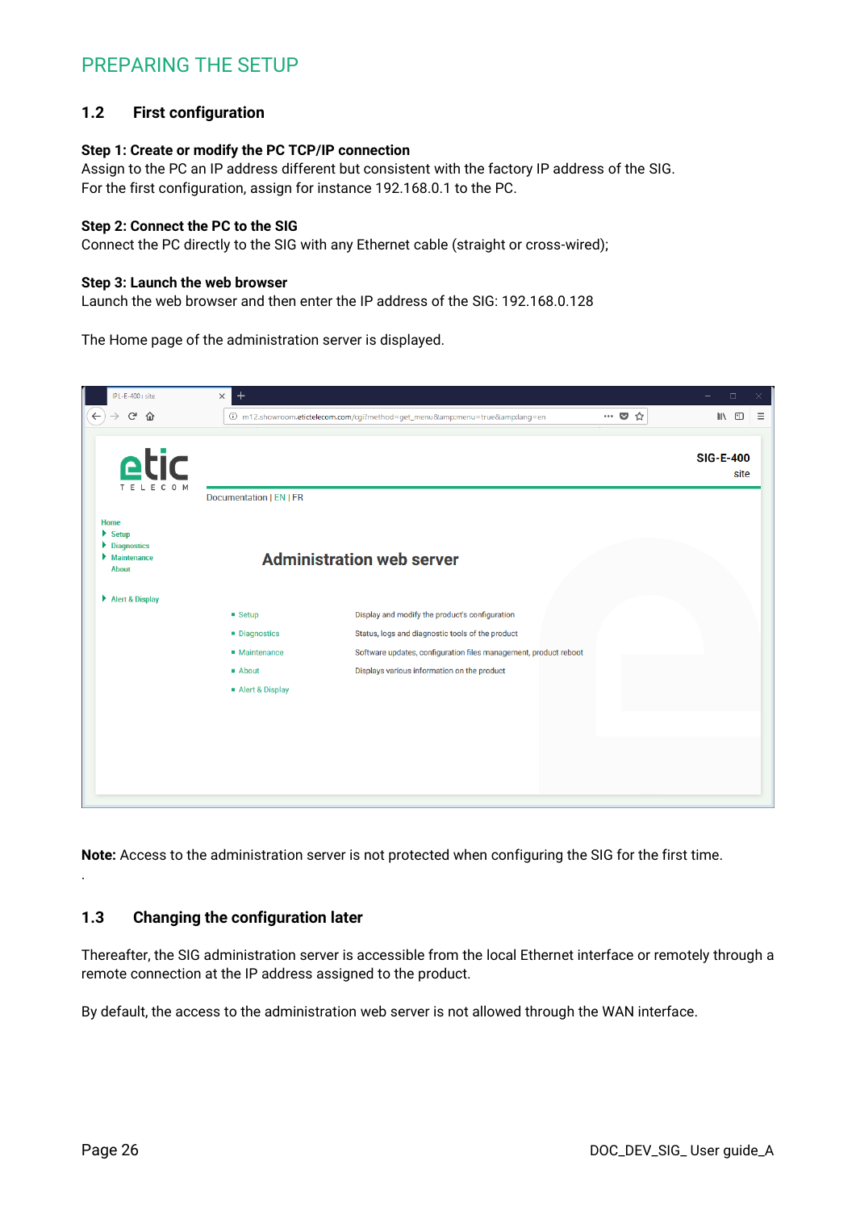# PREPARING THE SETUP

## 1.2 First configuration

**Step 1: Create or modify the PC TCP/IP connection**
Assign to the PC an IP address different but consistent with the factory IP address of the SIG.
For the first configuration, assign for instance 192.168.0.1 to the PC.

**Step 2: Connect the PC to the SIG**
Connect the PC directly to the SIG with any Ethernet cable (straight or cross-wired);

**Step 3: Launch the web browser**
Launch the web browser and then enter the IP address of the SIG: 192.168.0.128

The Home page of the administration server is displayed.

**Note:** Access to the administration server is not protected when configuring the SIG for the first time.

## 1.3 Changing the configuration later

Thereafter, the SIG administration server is accessible from the local Ethernet interface or remotely through a remote connection at the IP address assigned to the product.

By default, the access to the administration web server is not allowed through the WAN interface.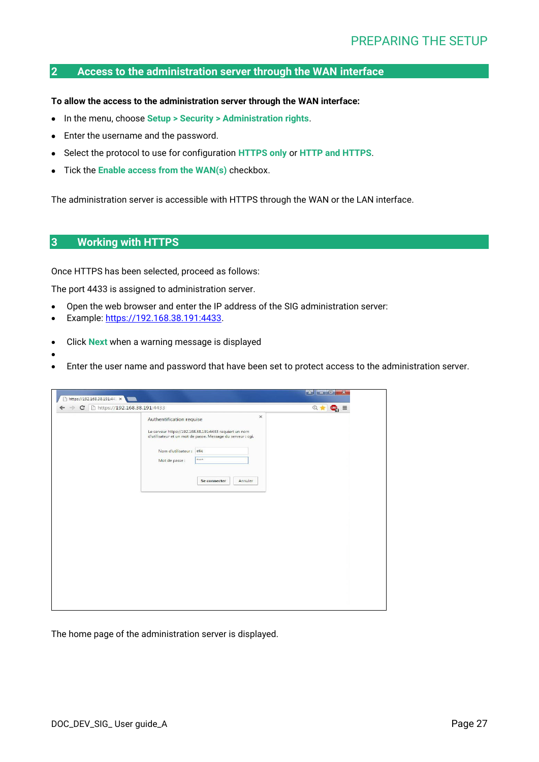## 2 Access to the administration server through the WAN interface

**To allow the access to the administration server through the WAN interface:**

- In the menu, choose **Setup > Security > Administration rights**.
- Enter the username and the password.
- Select the protocol to use for configuration **HTTPS only** or **HTTP and HTTPS**.
- Tick the **Enable access from the WAN(s)** checkbox.

The administration server is accessible with HTTPS through the WAN or the LAN interface.

## 3 Working with HTTPS

Once HTTPS has been selected, proceed as follows:

The port 4433 is assigned to administration server.

- Open the web browser and enter the IP address of the SIG administration server:
- Example: [https://192.168.38.191:4433](https://192.168.38.191:4433).

- Click **Next** when a warning message is displayed
- 
- Enter the user name and password that have been set to protect access to the administration server.

The home page of the administration server is displayed.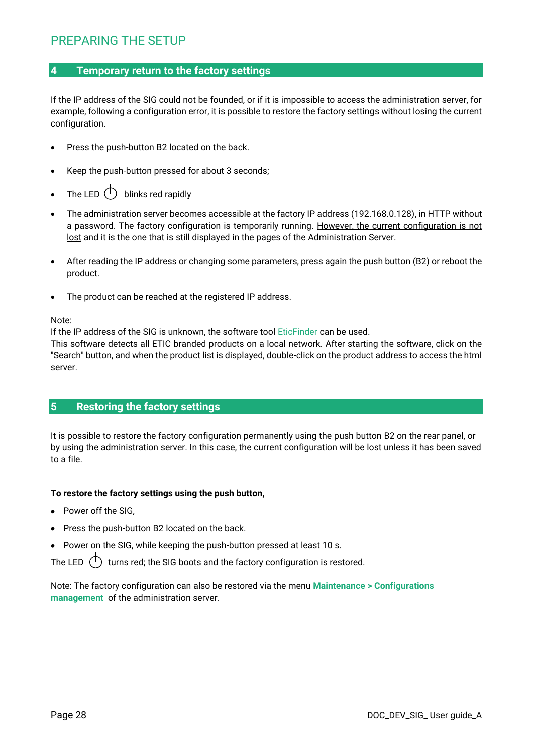# PREPARING THE SETUP

## 4 Temporary return to the factory settings

If the IP address of the SIG could not be founded, or if it is impossible to access the administration server, for example, following a configuration error, it is possible to restore the factory settings without losing the current configuration.

- Press the push-button B2 located on the back.
- Keep the push-button pressed for about 3 seconds;
- The LED ⏻ blinks red rapidly
- The administration server becomes accessible at the factory IP address (192.168.0.128), in HTTP without a password. The factory configuration is temporarily running. <u>However, the current configuration is not lost</u> and it is the one that is still displayed in the pages of the Administration Server.
- After reading the IP address or changing some parameters, press again the push button (B2) or reboot the product.
- The product can be reached at the registered IP address.

Note:
If the IP address of the SIG is unknown, the software tool EticFinder can be used.
This software detects all ETIC branded products on a local network. After starting the software, click on the "Search" button, and when the product list is displayed, double-click on the product address to access the html server.

## 5 Restoring the factory settings

It is possible to restore the factory configuration permanently using the push button B2 on the rear panel, or by using the administration server. In this case, the current configuration will be lost unless it has been saved to a file.

**To restore the factory settings using the push button,**

- Power off the SIG,
- Press the push-button B2 located on the back.
- Power on the SIG, while keeping the push-button pressed at least 10 s.

The LED ⏻ turns red; the SIG boots and the factory configuration is restored.

Note: The factory configuration can also be restored via the menu **Maintenance > Configurations management** of the administration server.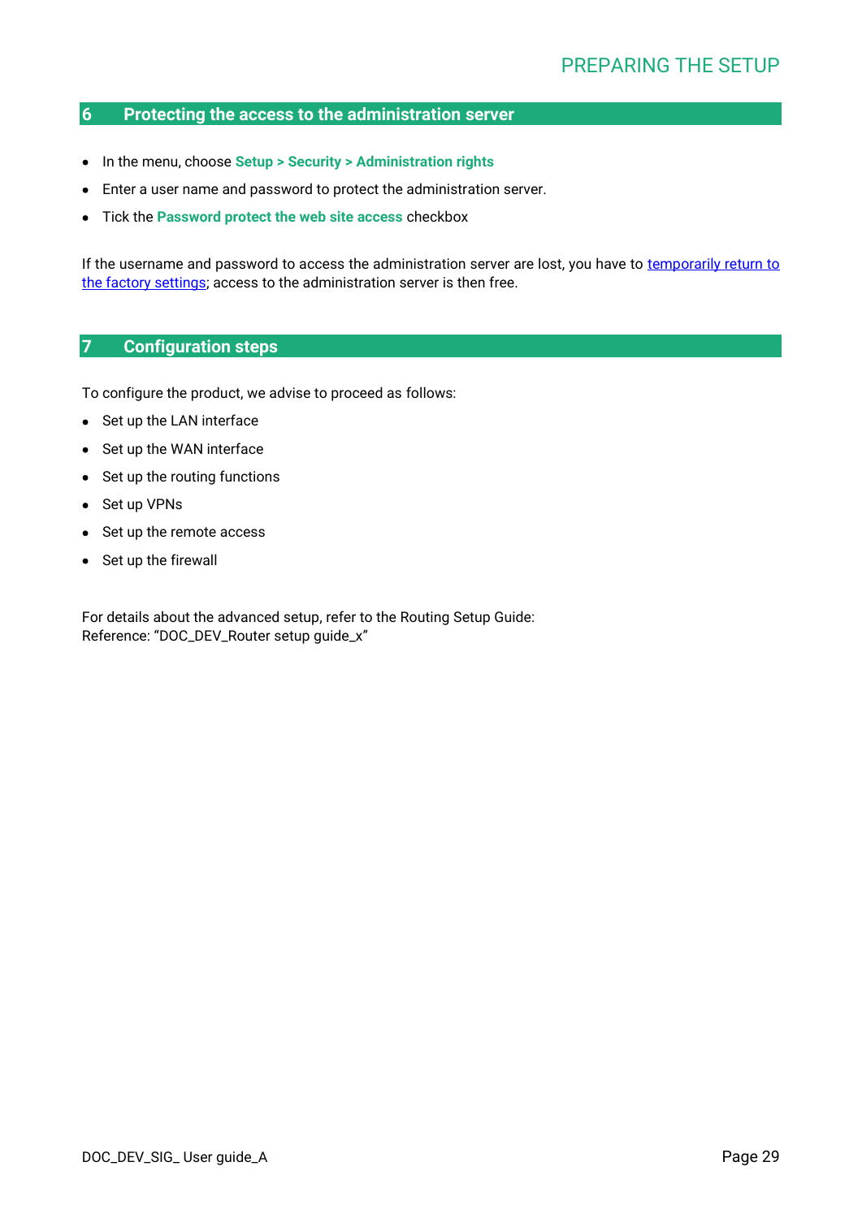# 6 Protecting the access to the administration server

- In the menu, choose **Setup > Security > Administration rights**
- Enter a user name and password to protect the administration server.
- Tick the **Password protect the web site access** checkbox

If the username and password to access the administration server are lost, you have to temporarily return to the factory settings; access to the administration server is then free.

# 7 Configuration steps

To configure the product, we advise to proceed as follows:

- Set up the LAN interface
- Set up the WAN interface
- Set up the routing functions
- Set up VPNs
- Set up the remote access
- Set up the firewall

For details about the advanced setup, refer to the Routing Setup Guide:
Reference: "DOC_DEV_Router setup guide_x"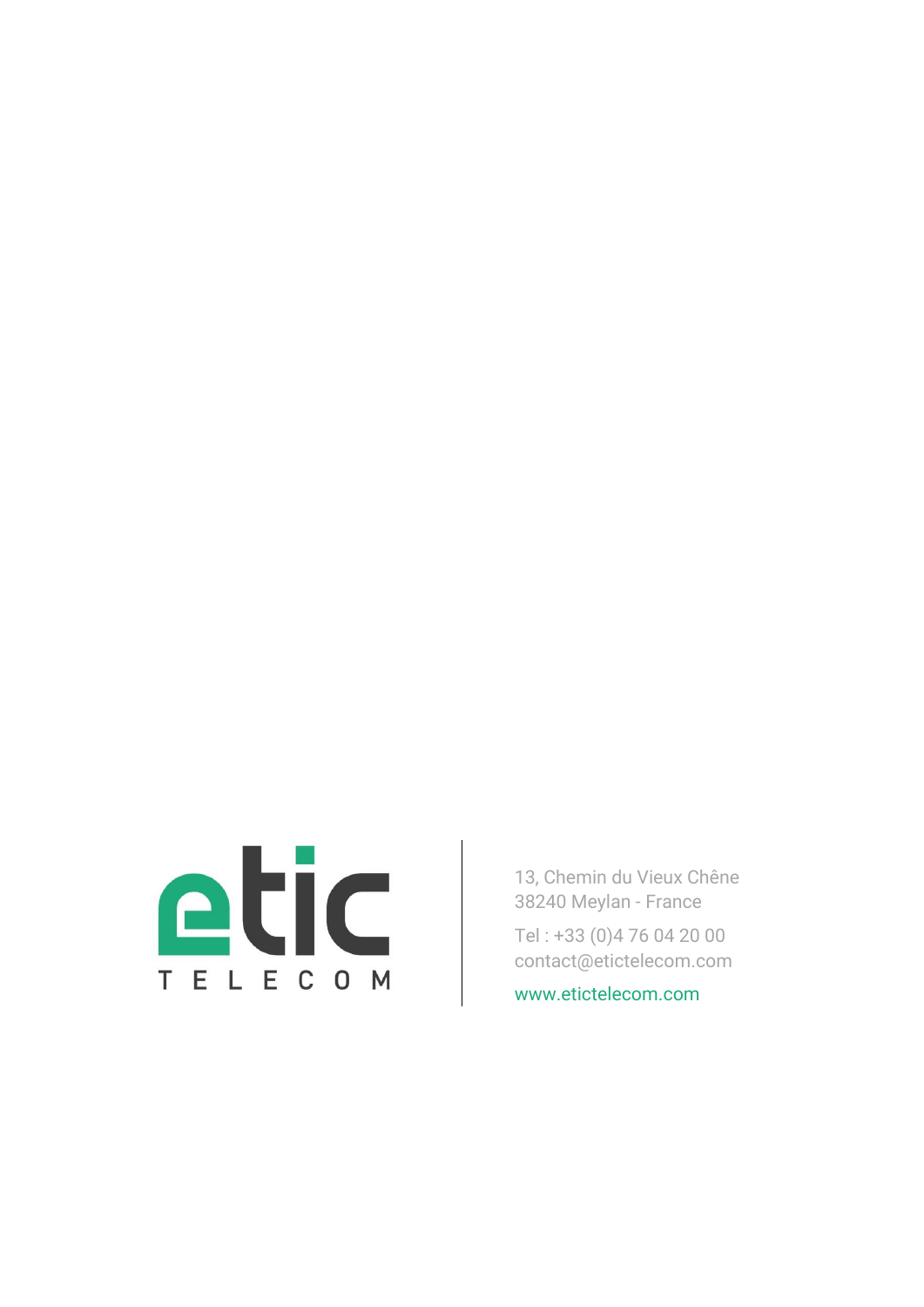etic TELECOM

13, Chemin du Vieux Chêne
38240 Meylan - France

Tel : +33 (0)4 76 04 20 00
contact@etictelecom.com

www.etictelecom.com